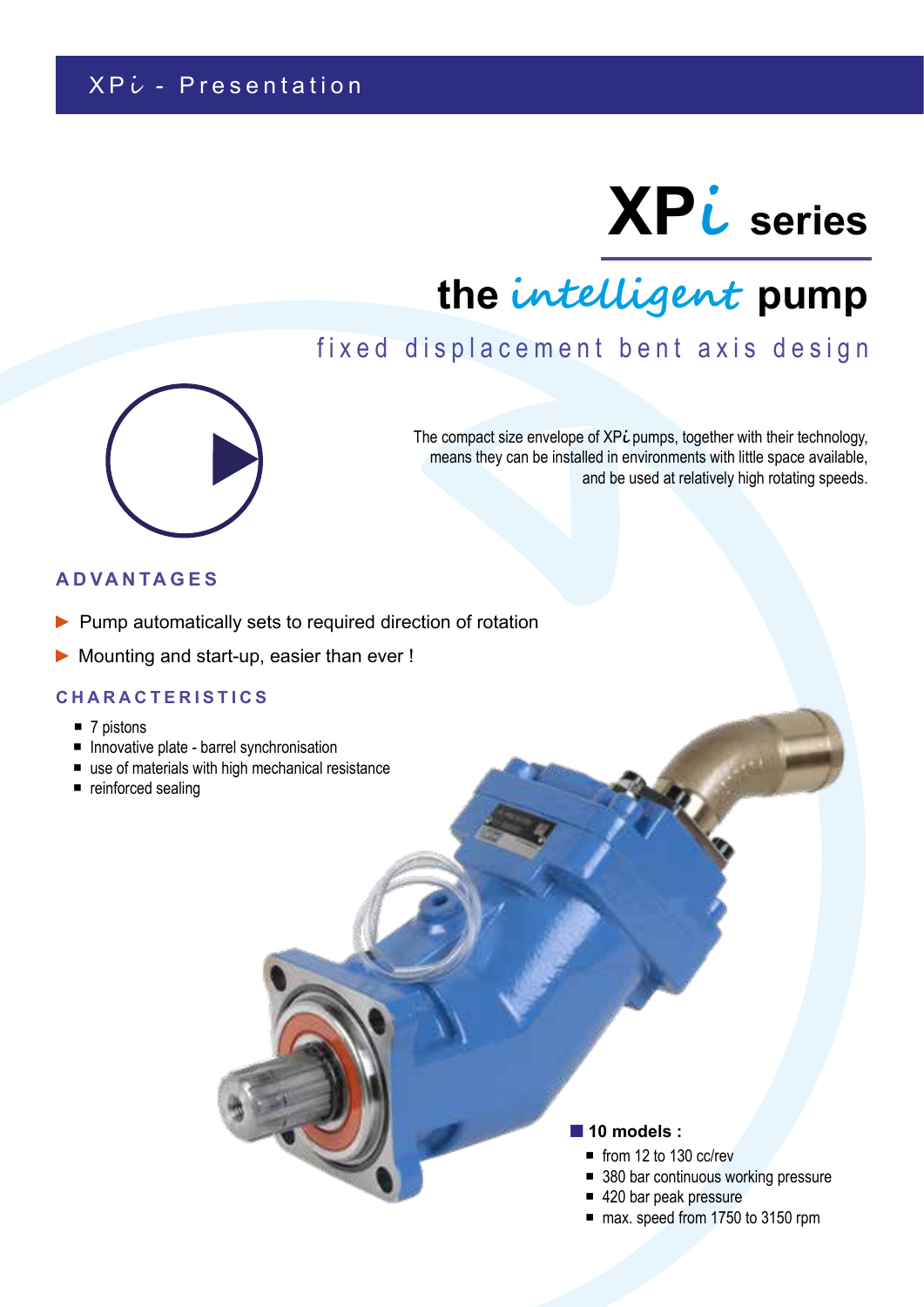# XP*i* series

## the *intelligent* pump

fixed displacement bent axis design

The compact size envelope of XP*i* pumps, together with their technology, means they can be installed in environments with little space available, and be used at relatively high rotating speeds.

### ADVANTAGES

- Pump automatically sets to required direction of rotation
- Mounting and start-up, easier than ever !

### CHARACTERISTICS

- 7 pistons
- Innovative plate - barrel synchronisation
- use of materials with high mechanical resistance
- reinforced sealing

**10 models :**

- from 12 to 130 cc/rev
- 380 bar continuous working pressure
- 420 bar peak pressure
- max. speed from 1750 to 3150 rpm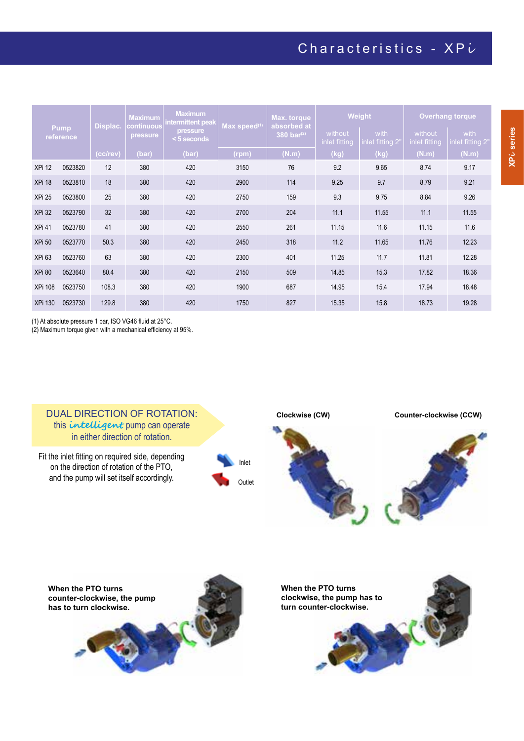# Characteristics - XPi

| Pump reference | | Displac. | Maximum continuous pressure | Maximum intermittent peak pressure < 5 seconds | Max speed[1] | Max. torque absorbed at 380 bar[2] | Weight | | Overhang torque | |
|---|---|---|---|---|---|---|---|---|---|---|
| | | | | | | | without inlet fitting | with inlet fitting 2" | without inlet fitting | with inlet fitting 2" |
| | | (cc/rev) | (bar) | (bar) | (rpm) | (N.m) | (kg) | (kg) | (N.m) | (N.m) |
| XPi 12 | 0523820 | 12 | 380 | 420 | 3150 | 76 | 9.2 | 9.65 | 8.74 | 9.17 |
| XPi 18 | 0523810 | 18 | 380 | 420 | 2900 | 114 | 9.25 | 9.7 | 8.79 | 9.21 |
| XPi 25 | 0523800 | 25 | 380 | 420 | 2750 | 159 | 9.3 | 9.75 | 8.84 | 9.26 |
| XPi 32 | 0523790 | 32 | 380 | 420 | 2700 | 204 | 11.1 | 11.55 | 11.1 | 11.55 |
| XPi 41 | 0523780 | 41 | 380 | 420 | 2550 | 261 | 11.15 | 11.6 | 11.15 | 11.6 |
| XPi 50 | 0523770 | 50.3 | 380 | 420 | 2450 | 318 | 11.2 | 11.65 | 11.76 | 12.23 |
| XPi 63 | 0523760 | 63 | 380 | 420 | 2300 | 401 | 11.25 | 11.7 | 11.81 | 12.28 |
| XPi 80 | 0523640 | 80.4 | 380 | 420 | 2150 | 509 | 14.85 | 15.3 | 17.82 | 18.36 |
| XPi 108 | 0523750 | 108.3 | 380 | 420 | 1900 | 687 | 14.95 | 15.4 | 17.94 | 18.48 |
| XPi 130 | 0523730 | 129.8 | 380 | 420 | 1750 | 827 | 15.35 | 15.8 | 18.73 | 19.28 |

(1) At absolute pressure 1 bar, ISO VG46 fluid at 25°C.
(2) Maximum torque given with a mechanical efficiency at 95%.

## DUAL DIRECTION OF ROTATION:

this *intelligent* pump can operate in either direction of rotation.

Fit the inlet fitting on required side, depending on the direction of rotation of the PTO, and the pump will set itself accordingly.

Inlet

Outlet

**Clockwise (CW)**

**Counter-clockwise (CCW)**

**When the PTO turns counter-clockwise, the pump has to turn clockwise.**

**When the PTO turns clockwise, the pump has to turn counter-clockwise.**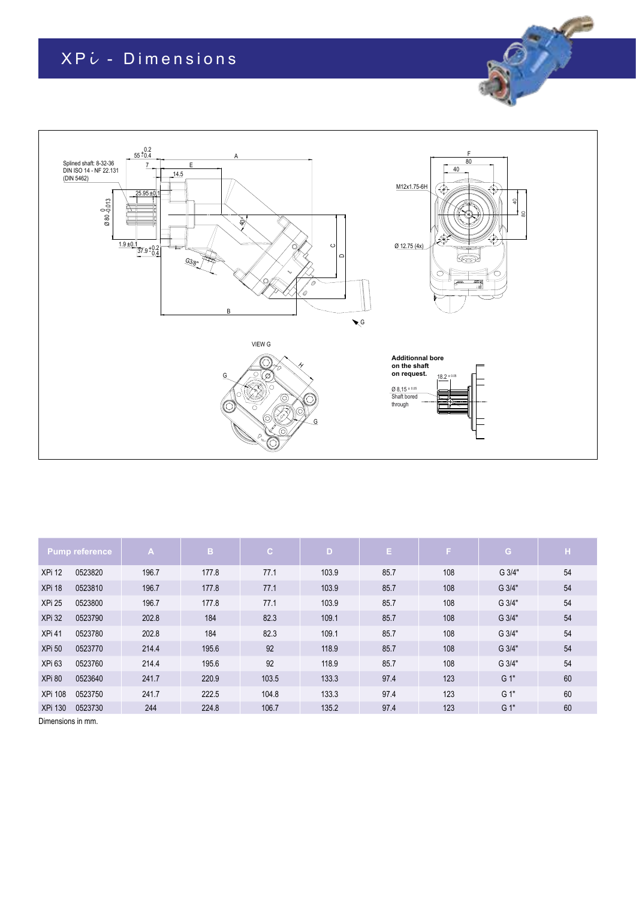# XP*i* - Dimensions

| Pump reference | | A | B | C | D | E | F | G | H |
|---|---|---|---|---|---|---|---|---|---|
| XPi 12 | 0523820 | 196.7 | 177.8 | 77.1 | 103.9 | 85.7 | 108 | G 3/4" | 54 |
| XPi 18 | 0523810 | 196.7 | 177.8 | 77.1 | 103.9 | 85.7 | 108 | G 3/4" | 54 |
| XPi 25 | 0523800 | 196.7 | 177.8 | 77.1 | 103.9 | 85.7 | 108 | G 3/4" | 54 |
| XPi 32 | 0523790 | 202.8 | 184 | 82.3 | 109.1 | 85.7 | 108 | G 3/4" | 54 |
| XPi 41 | 0523780 | 202.8 | 184 | 82.3 | 109.1 | 85.7 | 108 | G 3/4" | 54 |
| XPi 50 | 0523770 | 214.4 | 195.6 | 92 | 118.9 | 85.7 | 108 | G 3/4" | 54 |
| XPi 63 | 0523760 | 214.4 | 195.6 | 92 | 118.9 | 85.7 | 108 | G 3/4" | 54 |
| XPi 80 | 0523640 | 241.7 | 220.9 | 103.5 | 133.3 | 97.4 | 123 | G 1" | 60 |
| XPi 108 | 0523750 | 241.7 | 222.5 | 104.8 | 133.3 | 97.4 | 123 | G 1" | 60 |
| XPi 130 | 0523730 | 244 | 224.8 | 106.7 | 135.2 | 97.4 | 123 | G 1" | 60 |

Dimensions in mm.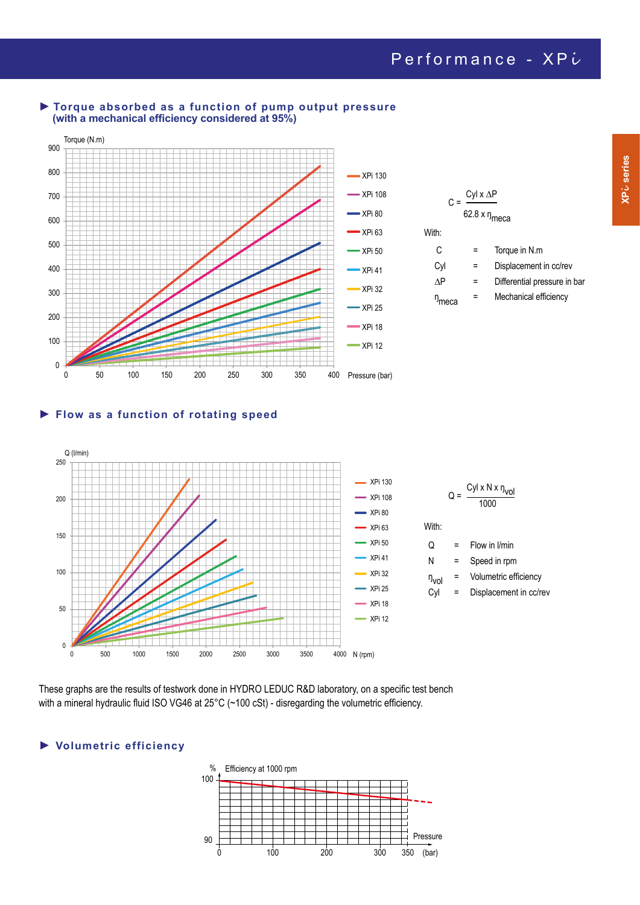# Performance - XPi

### ▶ Torque absorbed as a function of pump output pressure (with a mechanical efficiency considered at 95%)

Torque (N.m)

Pressure (bar)

XPi 130, XPi 108, XPi 80, XPi 63, XPi 50, XPi 41, XPi 32, XPi 25, XPi 18, XPi 12

$$C = \frac{Cyl \times \Delta P}{62.8 \times \eta_{meca}}$$

With:

| | | |
|---|---|---|
| C | = | Torque in N.m |
| Cyl | = | Displacement in cc/rev |
| $\Delta P$ | = | Differential pressure in bar |
| $\eta_{meca}$ | = | Mechanical efficiency |

### ▶ Flow as a function of rotating speed

Q (l/min)

N (rpm)

XPi 130, XPi 108, XPi 80, XPi 63, XPi 50, XPi 41, XPi 32, XPi 25, XPi 18, XPi 12

$$Q = \frac{Cyl \times N \times \eta_{vol}}{1000}$$

With:

| | | |
|---|---|---|
| Q | = | Flow in l/min |
| N | = | Speed in rpm |
| $\eta_{vol}$ | = | Volumetric efficiency |
| Cyl | = | Displacement in cc/rev |

These graphs are the results of testwork done in HYDRO LEDUC R&D laboratory, on a specific test bench with a mineral hydraulic fluid ISO VG46 at 25°C (~100 cSt) - disregarding the volumetric efficiency.

### ▶ Volumetric efficiency

% Efficiency at 1000 rpm

Pressure (bar)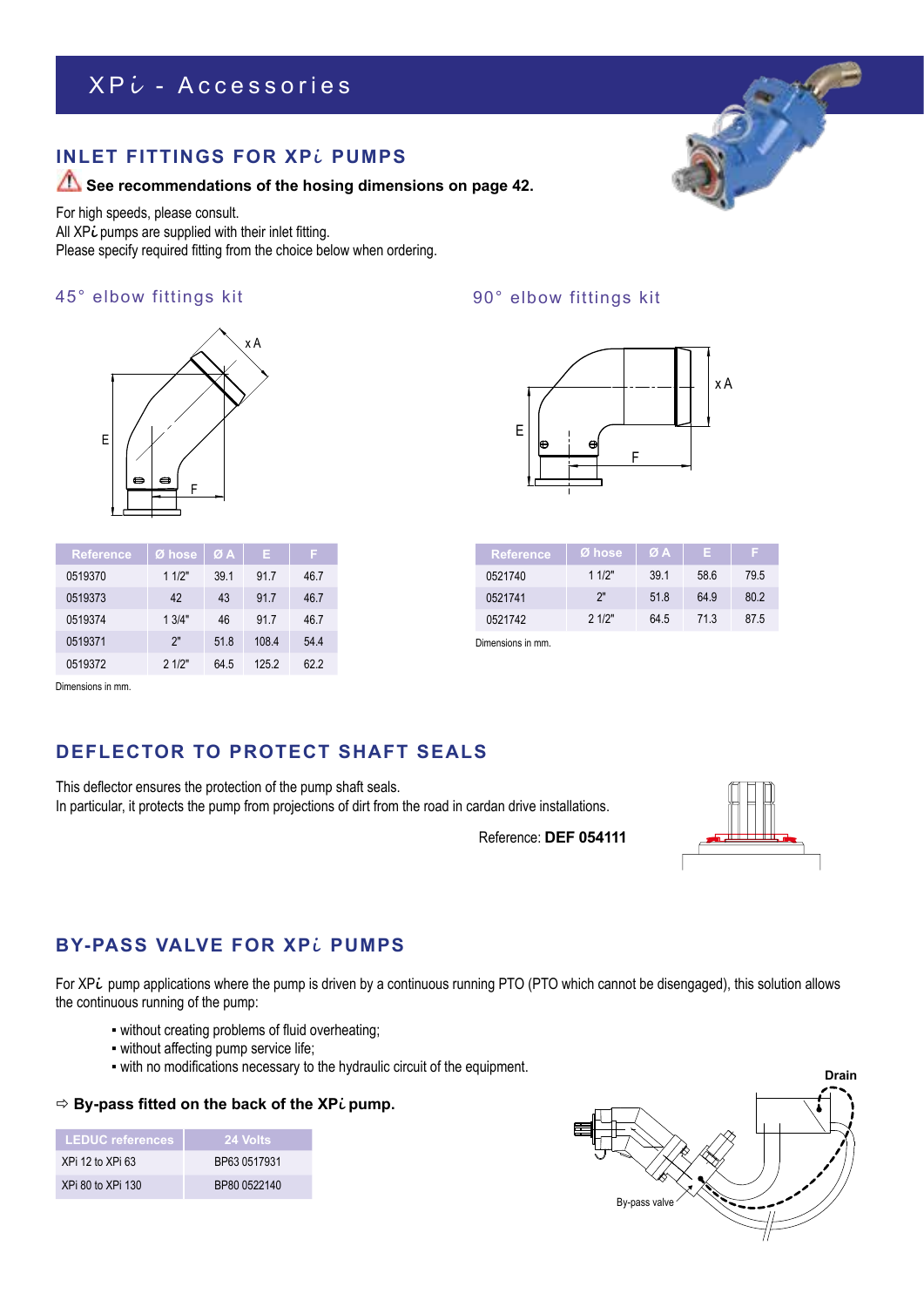# XP*i* - Accessories

## INLET FITTINGS FOR XP*i* PUMPS

⚠ **See recommendations of the hosing dimensions on page 42.**

For high speeds, please consult.
All XP*i* pumps are supplied with their inlet fitting.
Please specify required fitting from the choice below when ordering.

### 45° elbow fittings kit

| Reference | Ø hose | Ø A | E | F |
|---|---|---|---|---|
| 0519370 | 1 1/2" | 39.1 | 91.7 | 46.7 |
| 0519373 | 42 | 43 | 91.7 | 46.7 |
| 0519374 | 1 3/4" | 46 | 91.7 | 46.7 |
| 0519371 | 2" | 51.8 | 108.4 | 54.4 |
| 0519372 | 2 1/2" | 64.5 | 125.2 | 62.2 |

Dimensions in mm.

### 90° elbow fittings kit

| Reference | Ø hose | Ø A | E | F |
|---|---|---|---|---|
| 0521740 | 1 1/2" | 39.1 | 58.6 | 79.5 |
| 0521741 | 2" | 51.8 | 64.9 | 80.2 |
| 0521742 | 2 1/2" | 64.5 | 71.3 | 87.5 |

Dimensions in mm.

## DEFLECTOR TO PROTECT SHAFT SEALS

This deflector ensures the protection of the pump shaft seals.
In particular, it protects the pump from projections of dirt from the road in cardan drive installations.

Reference: **DEF 054111**

## BY-PASS VALVE FOR XP*i* PUMPS

For XP*i* pump applications where the pump is driven by a continuous running PTO (PTO which cannot be disengaged), this solution allows the continuous running of the pump:

- without creating problems of fluid overheating;
- without affecting pump service life;
- with no modifications necessary to the hydraulic circuit of the equipment.

⇨ **By-pass fitted on the back of the XP*i* pump.**

| LEDUC references | 24 Volts |
|---|---|
| XPi 12 to XPi 63 | BP63 0517931 |
| XPi 80 to XPi 130 | BP80 0522140 |

Drain

By-pass valve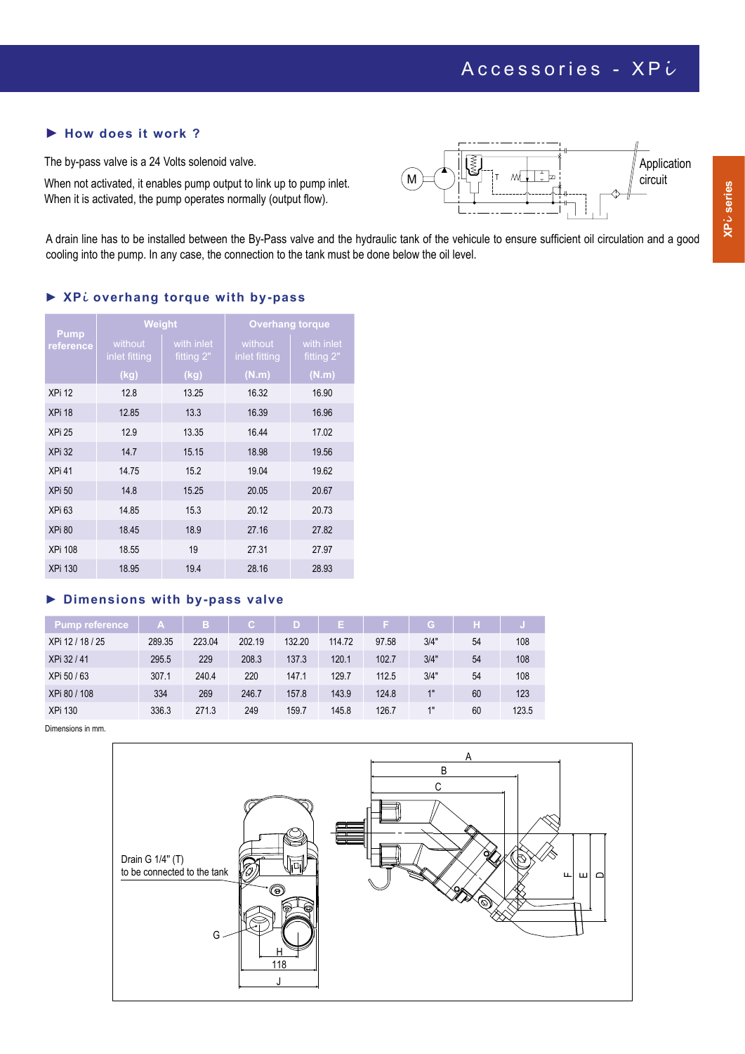# Accessories - XPi

## ► How does it work ?

The by-pass valve is a 24 Volts solenoid valve.

When not activated, it enables pump output to link up to pump inlet.
When it is activated, the pump operates normally (output flow).

M

T

Application circuit

A drain line has to be installed between the By-Pass valve and the hydraulic tank of the vehicule to ensure sufficient oil circulation and a good cooling into the pump. In any case, the connection to the tank must be done below the oil level.

## ► XPi overhang torque with by-pass

| Pump reference | Weight | | Overhang torque | |
|---|---|---|---|---|
| | without inlet fitting (kg) | with inlet fitting 2" (kg) | without inlet fitting (N.m) | with inlet fitting 2" (N.m) |
| XPi 12 | 12.8 | 13.25 | 16.32 | 16.90 |
| XPi 18 | 12.85 | 13.3 | 16.39 | 16.96 |
| XPi 25 | 12.9 | 13.35 | 16.44 | 17.02 |
| XPi 32 | 14.7 | 15.15 | 18.98 | 19.56 |
| XPi 41 | 14.75 | 15.2 | 19.04 | 19.62 |
| XPi 50 | 14.8 | 15.25 | 20.05 | 20.67 |
| XPi 63 | 14.85 | 15.3 | 20.12 | 20.73 |
| XPi 80 | 18.45 | 18.9 | 27.16 | 27.82 |
| XPi 108 | 18.55 | 19 | 27.31 | 27.97 |
| XPi 130 | 18.95 | 19.4 | 28.16 | 28.93 |

## ► Dimensions with by-pass valve

| Pump reference | A | B | C | D | E | F | G | H | J |
|---|---|---|---|---|---|---|---|---|---|
| XPi 12 / 18 / 25 | 289.35 | 223.04 | 202.19 | 132.20 | 114.72 | 97.58 | 3/4" | 54 | 108 |
| XPi 32 / 41 | 295.5 | 229 | 208.3 | 137.3 | 120.1 | 102.7 | 3/4" | 54 | 108 |
| XPi 50 / 63 | 307.1 | 240.4 | 220 | 147.1 | 129.7 | 112.5 | 3/4" | 54 | 108 |
| XPi 80 / 108 | 334 | 269 | 246.7 | 157.8 | 143.9 | 124.8 | 1" | 60 | 123 |
| XPi 130 | 336.3 | 271.3 | 249 | 159.7 | 145.8 | 126.7 | 1" | 60 | 123.5 |

Dimensions in mm.

Drain G 1/4" (T)
to be connected to the tank

G

H

118

J

A

B

C

F

E

D